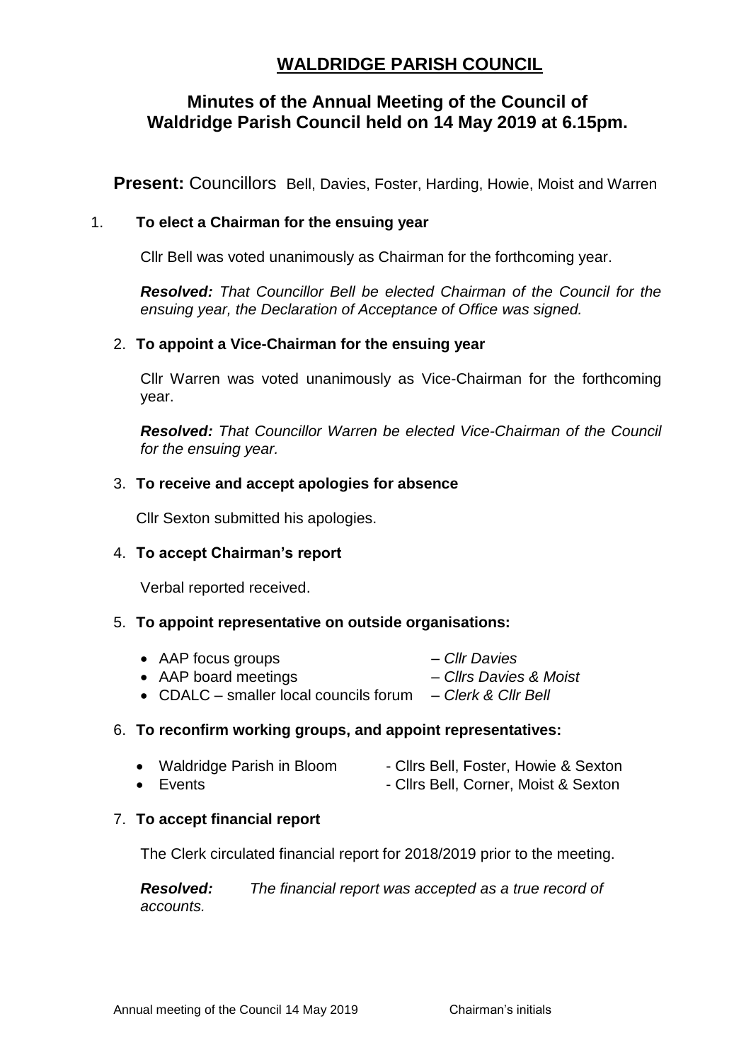# WALDRIDGE PARISH COUNCIL

## Minutes of the Annual Meeting of the Council of Waldridge Parish Council held on 14 May 2019 at 6.15pm.

**Present:** Councillors Bell, Davies, Foster, Harding, Howie, Moist and Warren

1. **To elect a Chairman for the ensuing year**

   Cllr Bell was voted unanimously as Chairman for the forthcoming year.

   ***Resolved:*** *That Councillor Bell be elected Chairman of the Council for the ensuing year, the Declaration of Acceptance of Office was signed.*

2. **To appoint a Vice-Chairman for the ensuing year**

   Cllr Warren was voted unanimously as Vice-Chairman for the forthcoming year.

   ***Resolved:*** *That Councillor Warren be elected Vice-Chairman of the Council for the ensuing year.*

3. **To receive and accept apologies for absence**

   Cllr Sexton submitted his apologies.

4. **To accept Chairman's report**

   Verbal reported received.

5. **To appoint representative on outside organisations:**

   - AAP focus groups – *Cllr Davies*
   - AAP board meetings – *Cllrs Davies & Moist*
   - CDALC – smaller local councils forum – *Clerk & Cllr Bell*

6. **To reconfirm working groups, and appoint representatives:**

   - Waldridge Parish in Bloom - Cllrs Bell, Foster, Howie & Sexton
   - Events - Cllrs Bell, Corner, Moist & Sexton

7. **To accept financial report**

   The Clerk circulated financial report for 2018/2019 prior to the meeting.

   ***Resolved:*** *The financial report was accepted as a true record of accounts.*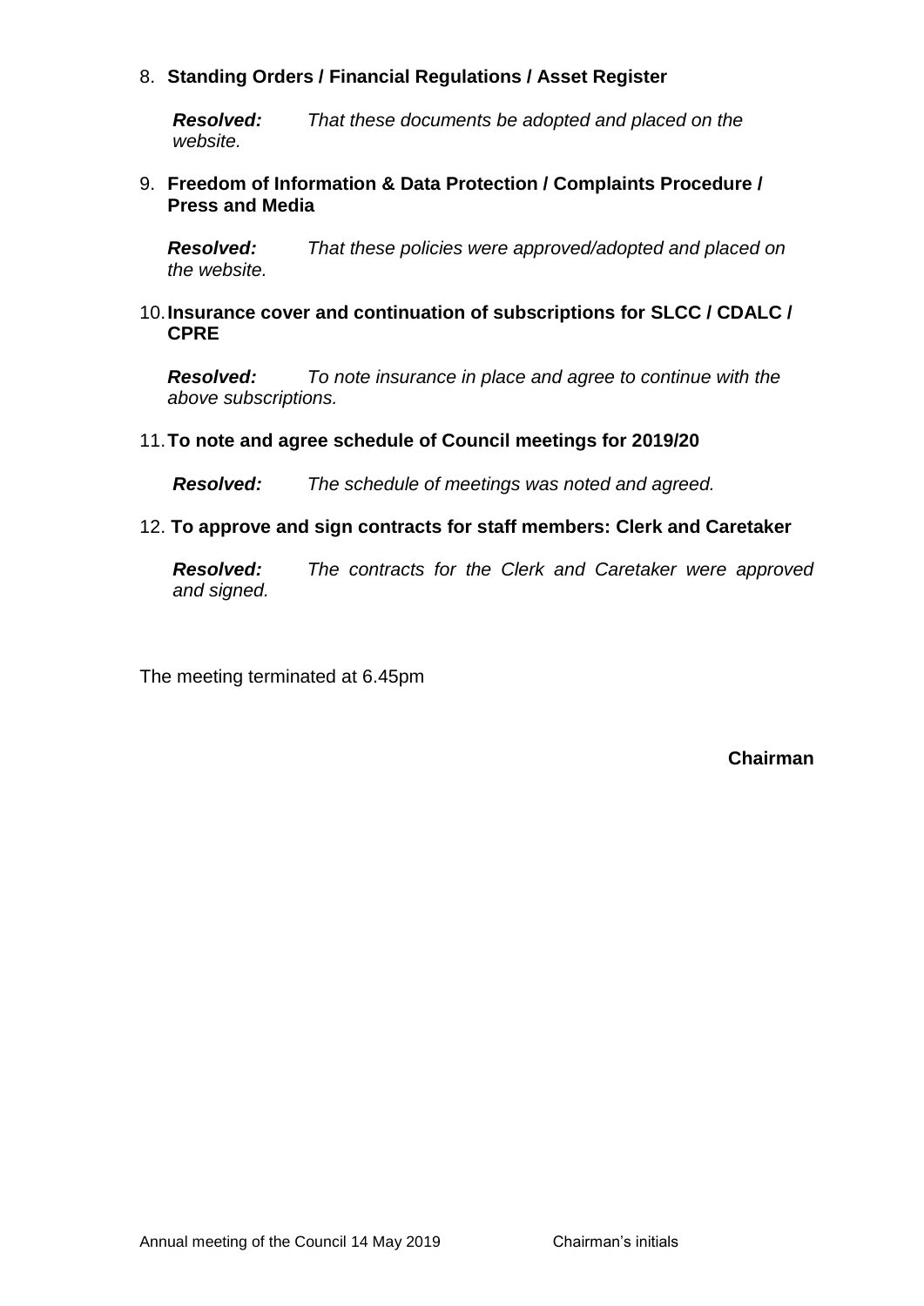8. **Standing Orders / Financial Regulations / Asset Register**

   ***Resolved:*** *That these documents be adopted and placed on the website.*

9. **Freedom of Information & Data Protection / Complaints Procedure / Press and Media**

   ***Resolved:*** *That these policies were approved/adopted and placed on the website.*

10. **Insurance cover and continuation of subscriptions for SLCC / CDALC / CPRE**

    ***Resolved:*** *To note insurance in place and agree to continue with the above subscriptions.*

11. **To note and agree schedule of Council meetings for 2019/20**

    ***Resolved:*** *The schedule of meetings was noted and agreed.*

12. **To approve and sign contracts for staff members: Clerk and Caretaker**

    ***Resolved:*** *The contracts for the Clerk and Caretaker were approved and signed.*

The meeting terminated at 6.45pm

**Chairman**

Annual meeting of the Council 14 May 2019 Chairman's initials